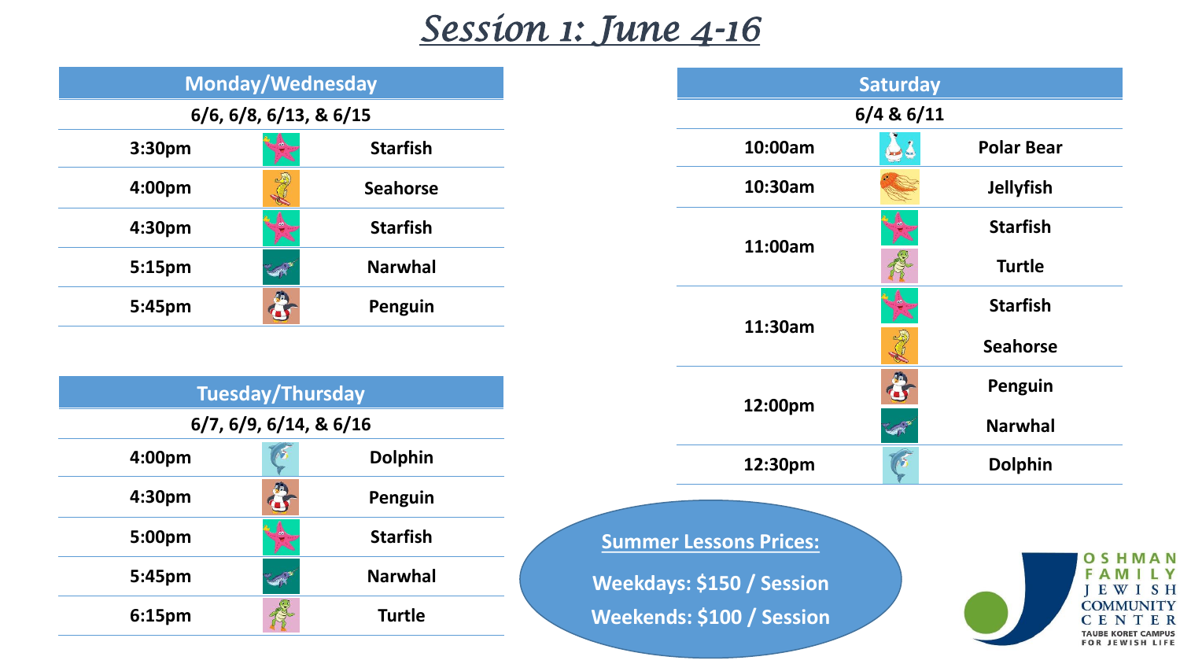# Session 1: June 4-16

## Monday/Wednesday

6/6, 6/8, 6/13, & 6/15

| Time | Level |
| --- | --- |
| 3:30pm | Starfish |
| 4:00pm | Seahorse |
| 4:30pm | Starfish |
| 5:15pm | Narwhal |
| 5:45pm | Penguin |

## Tuesday/Thursday

6/7, 6/9, 6/14, & 6/16

| Time | Level |
| --- | --- |
| 4:00pm | Dolphin |
| 4:30pm | Penguin |
| 5:00pm | Starfish |
| 5:45pm | Narwhal |
| 6:15pm | Turtle |

## Saturday

6/4 & 6/11

| Time | Level |
| --- | --- |
| 10:00am | Polar Bear |
| 10:30am | Jellyfish |
| 11:00am | Starfish |
| | Turtle |
| 11:30am | Starfish |
| | Seahorse |
| 12:00pm | Penguin |
| | Narwhal |
| 12:30pm | Dolphin |

**Summer Lessons Prices:**

**Weekdays: $150 / Session**

**Weekends: $100 / Session**

OSHMAN FAMILY JEWISH COMMUNITY CENTER
TAUBE KORET CAMPUS FOR JEWISH LIFE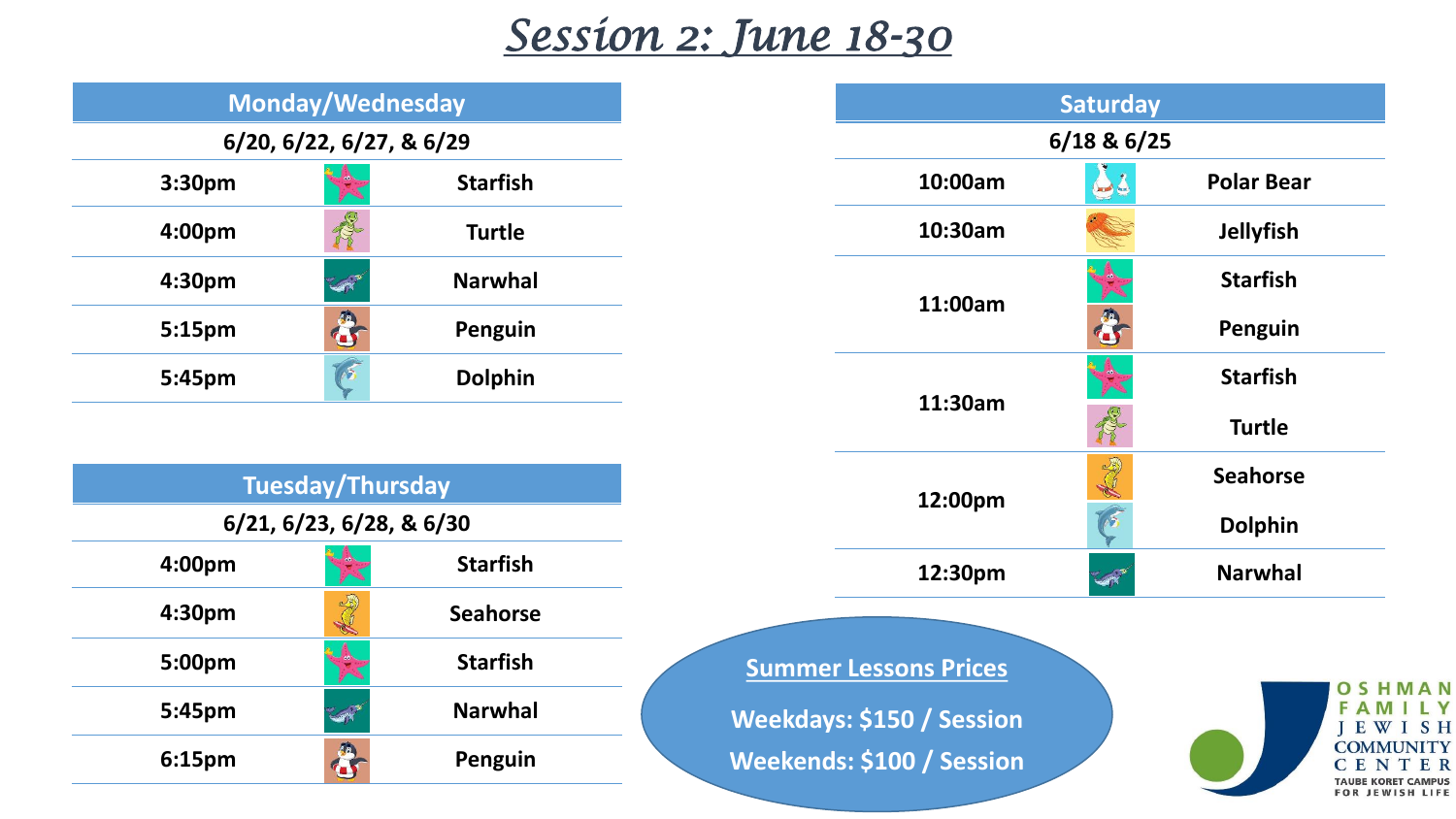# *Session 2: June 18-30*

| Monday/Wednesday | |
|---|---|
| 6/20, 6/22, 6/27, & 6/29 | |
| 3:30pm | Starfish |
| 4:00pm | Turtle |
| 4:30pm | Narwhal |
| 5:15pm | Penguin |
| 5:45pm | Dolphin |

| Tuesday/Thursday | |
|---|---|
| 6/21, 6/23, 6/28, & 6/30 | |
| 4:00pm | Starfish |
| 4:30pm | Seahorse |
| 5:00pm | Starfish |
| 5:45pm | Narwhal |
| 6:15pm | Penguin |

| Saturday | |
|---|---|
| 6/18 & 6/25 | |
| 10:00am | Polar Bear |
| 10:30am | Jellyfish |
| 11:00am | Starfish |
| | Penguin |
| 11:30am | Starfish |
| | Turtle |
| 12:00pm | Seahorse |
| | Dolphin |
| 12:30pm | Narwhal |

**Summer Lessons Prices**

**Weekdays: $150 / Session**

**Weekends: $100 / Session**

OSHMAN FAMILY JEWISH COMMUNITY CENTER
TAUBE KORET CAMPUS FOR JEWISH LIFE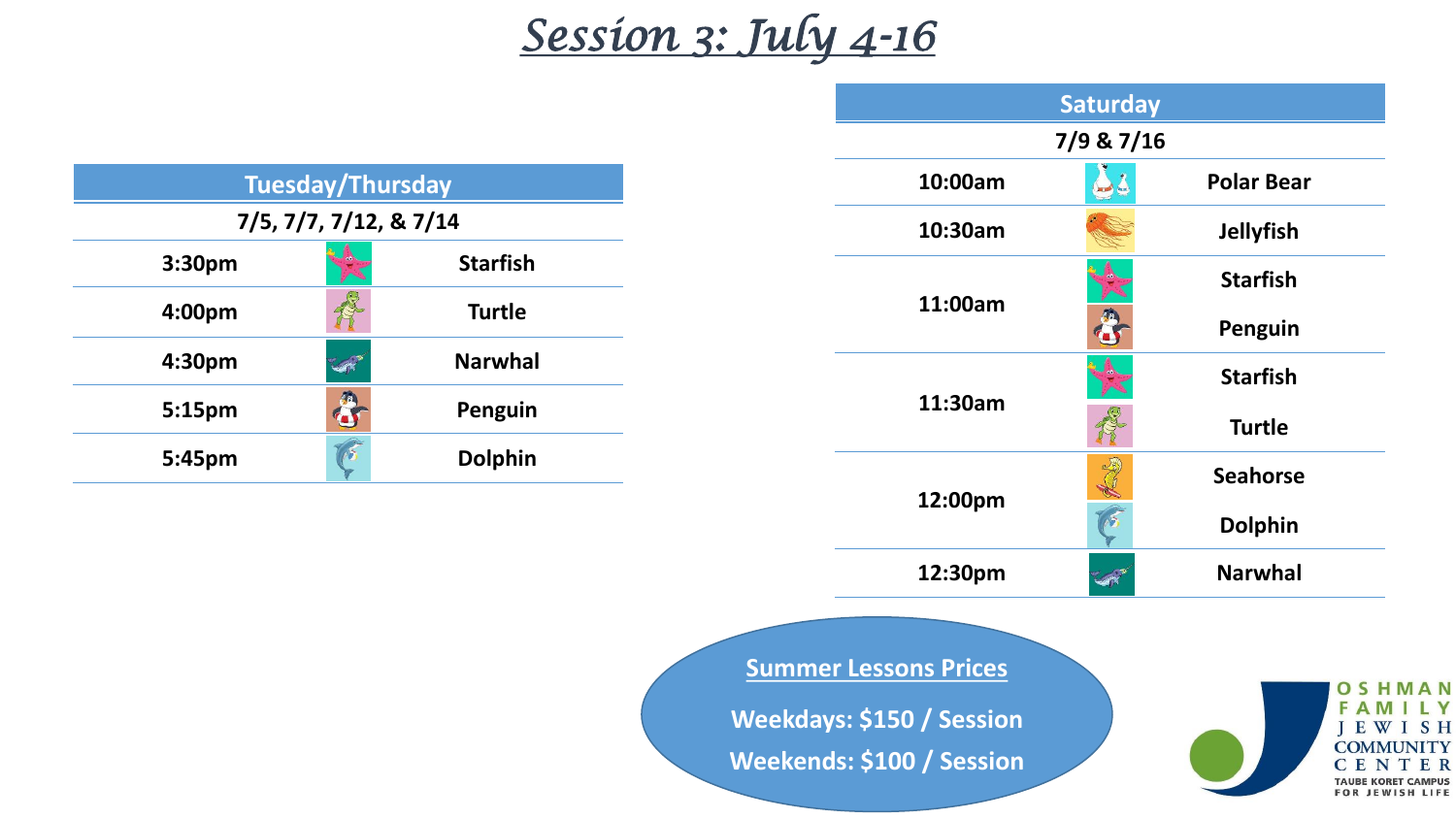# *Session 3: July 4-16*

| Tuesday/Thursday | |
|---|---|
| 7/5, 7/7, 7/12, & 7/14 | |
| 3:30pm | Starfish |
| 4:00pm | Turtle |
| 4:30pm | Narwhal |
| 5:15pm | Penguin |
| 5:45pm | Dolphin |

| Saturday | |
|---|---|
| 7/9 & 7/16 | |
| 10:00am | Polar Bear |
| 10:30am | Jellyfish |
| 11:00am | Starfish |
| | Penguin |
| 11:30am | Starfish |
| | Turtle |
| 12:00pm | Seahorse |
| | Dolphin |
| 12:30pm | Narwhal |

**Summer Lessons Prices**

**Weekdays: $150 / Session**

**Weekends: $100 / Session**

OSHMAN FAMILY JEWISH COMMUNITY CENTER
TAUBE KORET CAMPUS FOR JEWISH LIFE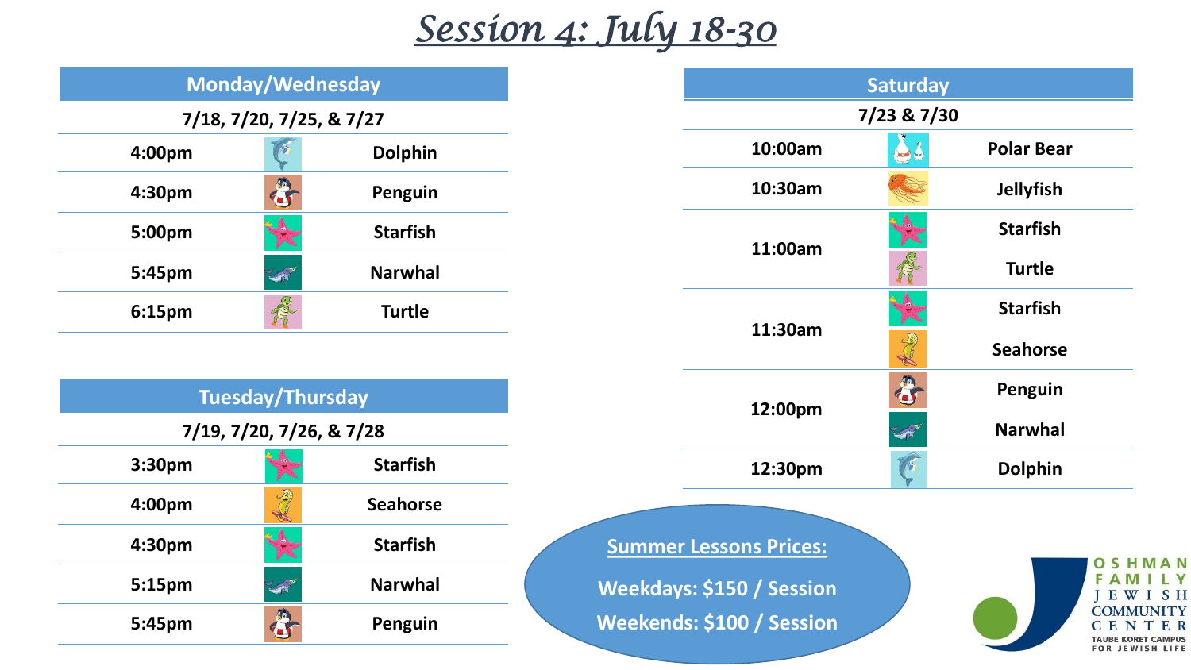# *Session 4: July 18-30*

| Monday/Wednesday | |
|---|---|
| 7/18, 7/20, 7/25, & 7/27 | |
| 4:00pm | Dolphin |
| 4:30pm | Penguin |
| 5:00pm | Starfish |
| 5:45pm | Narwhal |
| 6:15pm | Turtle |

| Tuesday/Thursday | |
|---|---|
| 7/19, 7/20, 7/26, & 7/28 | |
| 3:30pm | Starfish |
| 4:00pm | Seahorse |
| 4:30pm | Starfish |
| 5:15pm | Narwhal |
| 5:45pm | Penguin |

| Saturday | |
|---|---|
| 7/23 & 7/30 | |
| 10:00am | Polar Bear |
| 10:30am | Jellyfish |
| 11:00am | Starfish |
| | Turtle |
| 11:30am | Starfish |
| | Seahorse |
| 12:00pm | Penguin |
| | Narwhal |
| 12:30pm | Dolphin |

**Summer Lessons Prices:**

**Weekdays: $150 / Session**

**Weekends: $100 / Session**

OSHMAN FAMILY JEWISH COMMUNITY CENTER
TAUBE KORET CAMPUS FOR JEWISH LIFE